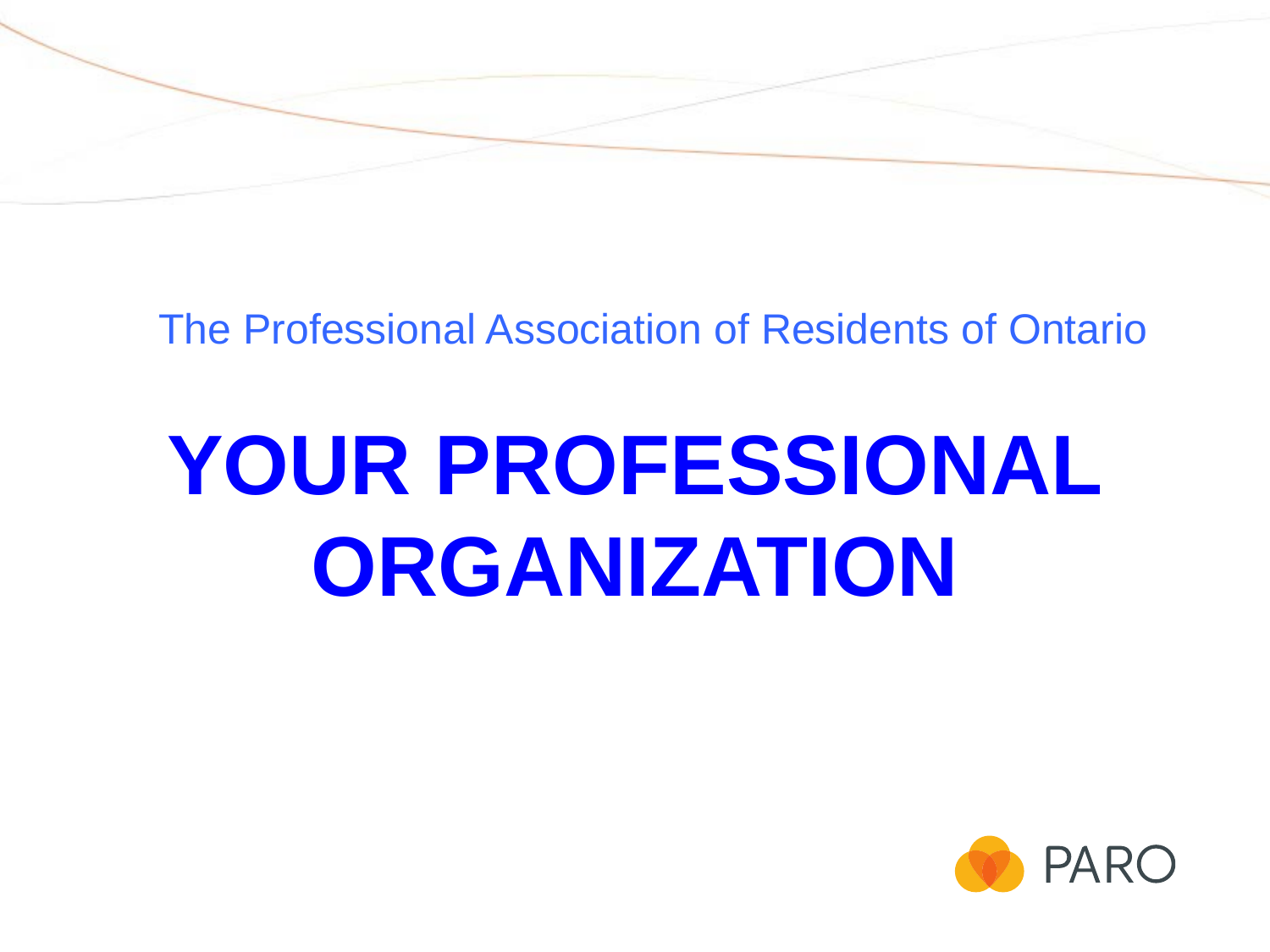The Professional Association of Residents of Ontario

# YOUR PROFESSIONAL ORGANIZATION

PARO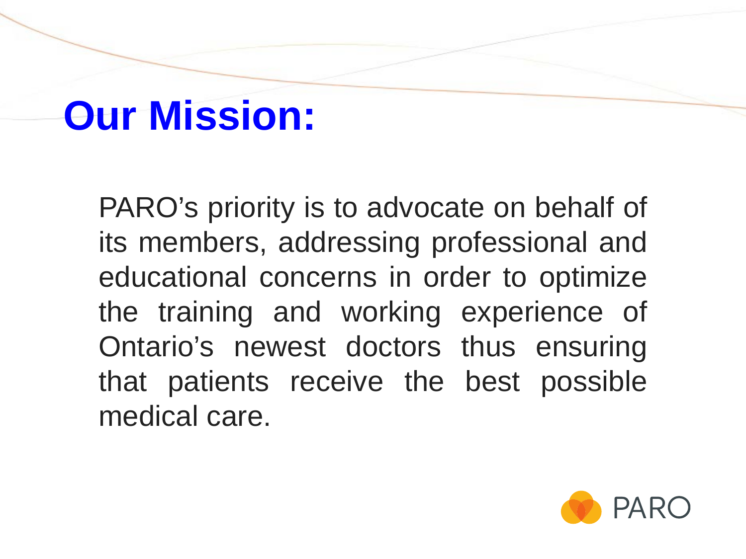# Our Mission:

PARO's priority is to advocate on behalf of its members, addressing professional and educational concerns in order to optimize the training and working experience of Ontario's newest doctors thus ensuring that patients receive the best possible medical care.

PARO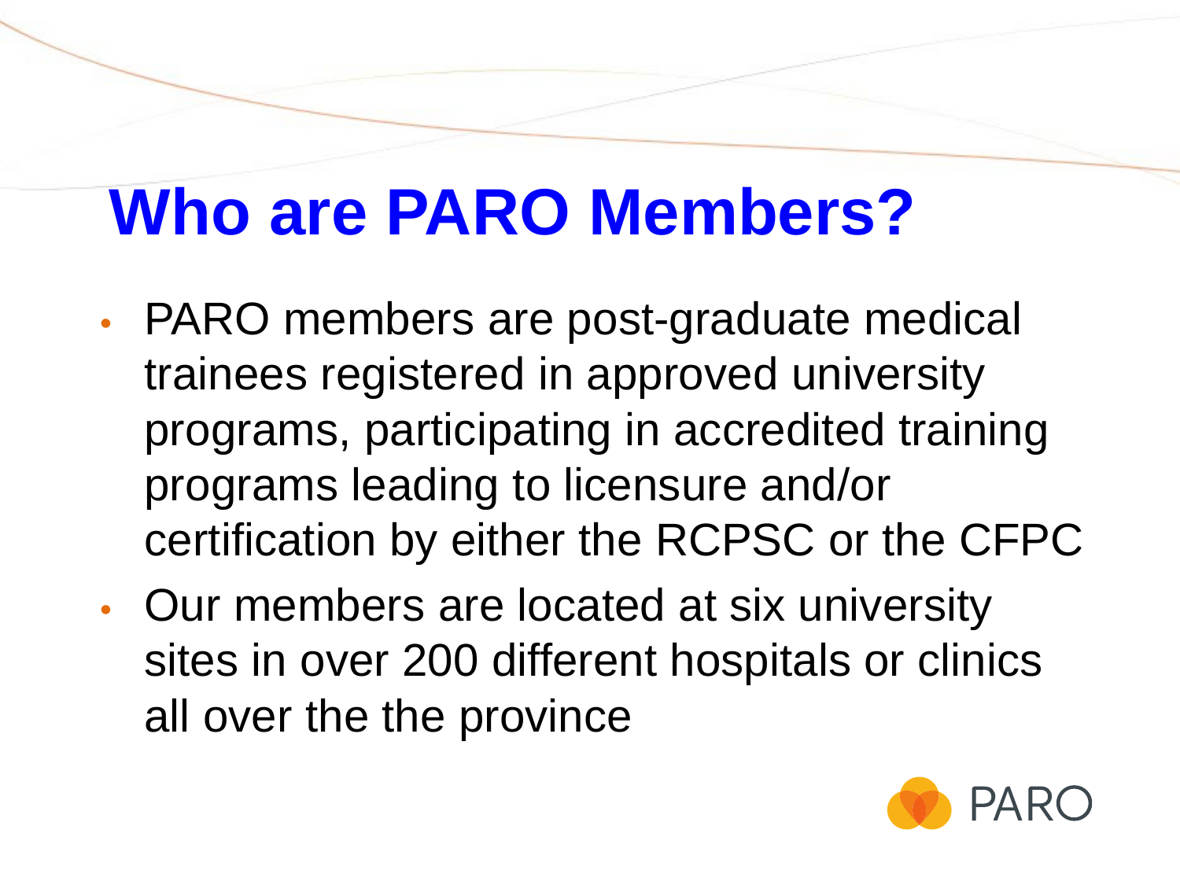# Who are PARO Members?

- PARO members are post-graduate medical trainees registered in approved university programs, participating in accredited training programs leading to licensure and/or certification by either the RCPSC or the CFPC
- Our members are located at six university sites in over 200 different hospitals or clinics all over the the province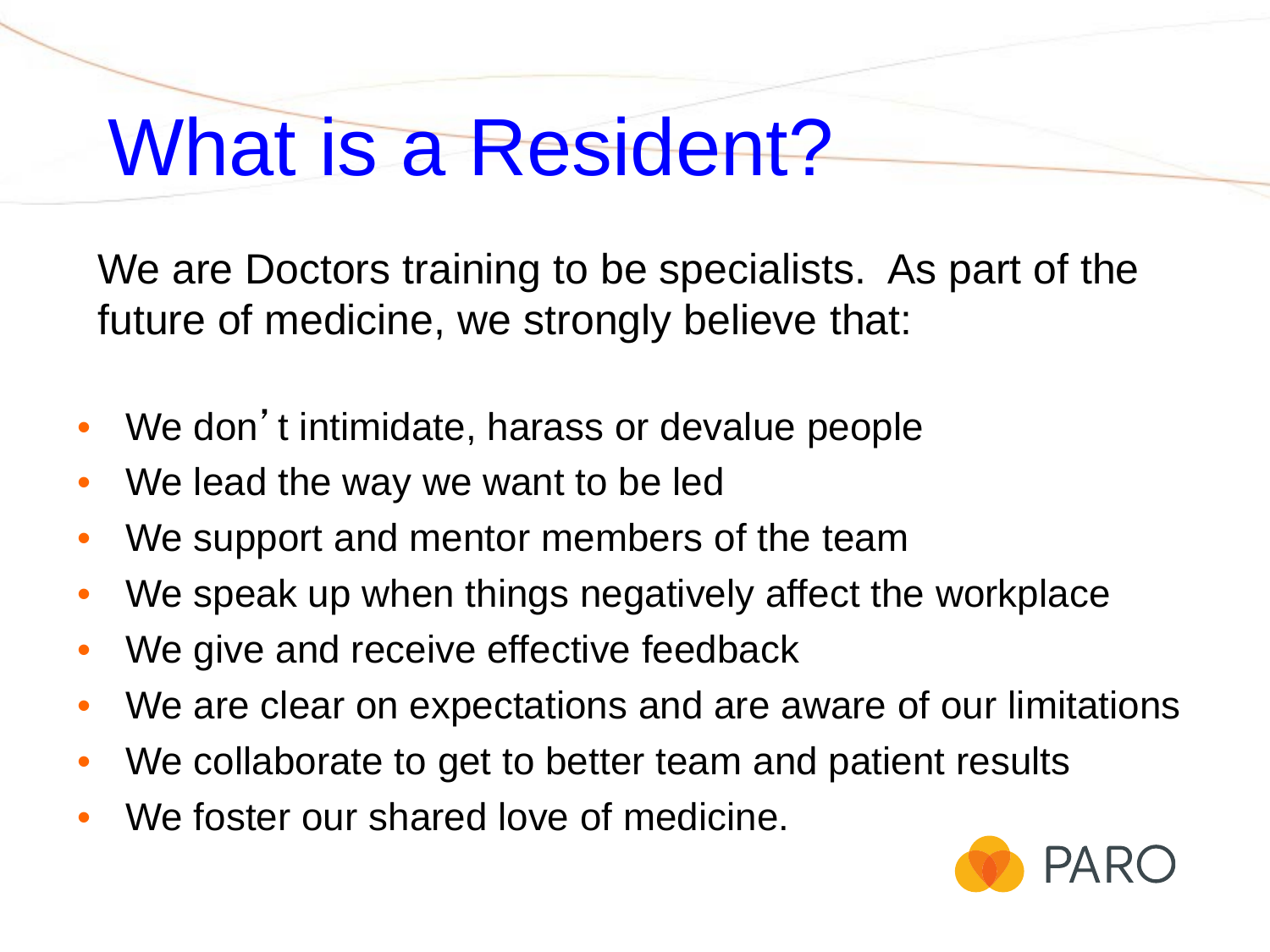# What is a Resident?

We are Doctors training to be specialists. As part of the future of medicine, we strongly believe that:

- We don't intimidate, harass or devalue people
- We lead the way we want to be led
- We support and mentor members of the team
- We speak up when things negatively affect the workplace
- We give and receive effective feedback
- We are clear on expectations and are aware of our limitations
- We collaborate to get to better team and patient results
- We foster our shared love of medicine.

PARO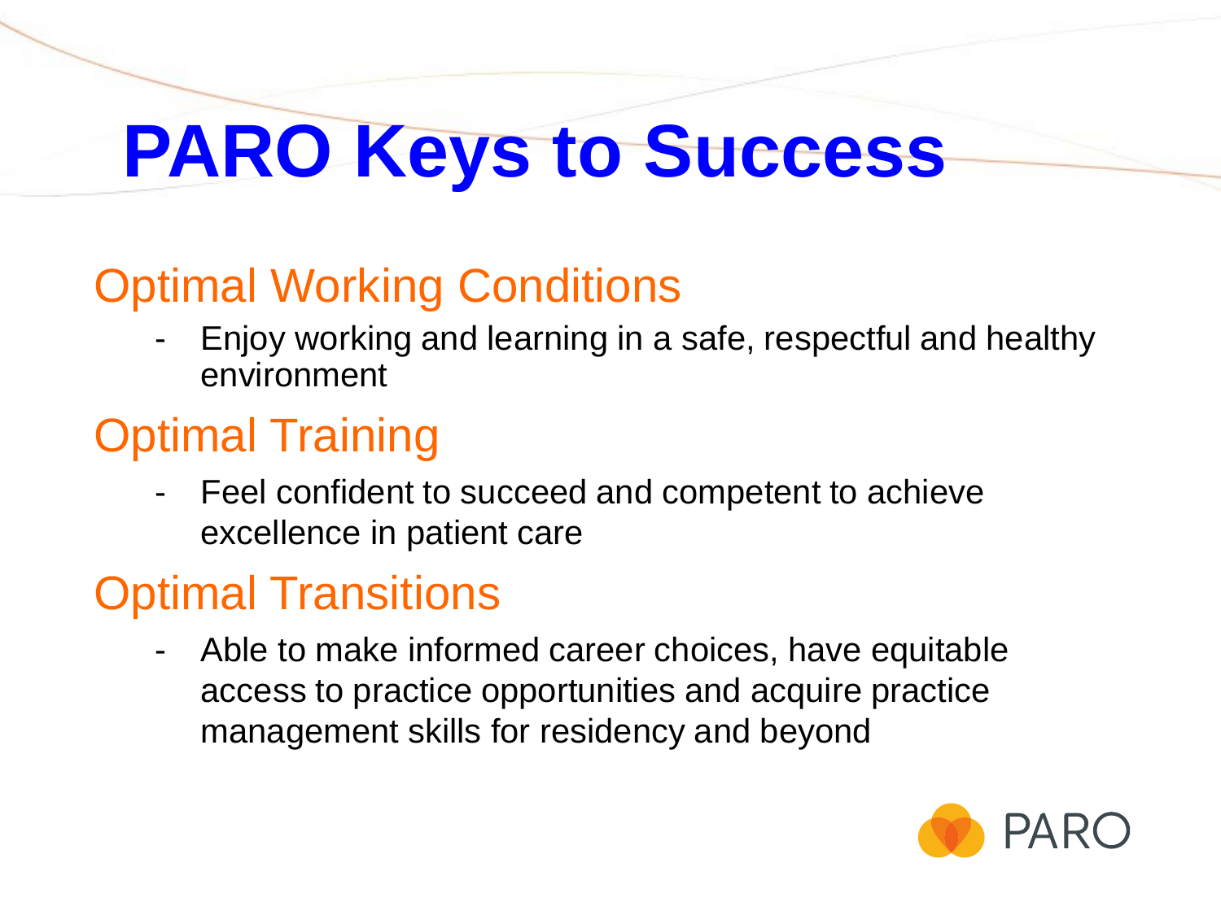# PARO Keys to Success

## Optimal Working Conditions

- Enjoy working and learning in a safe, respectful and healthy environment

## Optimal Training

- Feel confident to succeed and competent to achieve excellence in patient care

## Optimal Transitions

- Able to make informed career choices, have equitable access to practice opportunities and acquire practice management skills for residency and beyond

PARO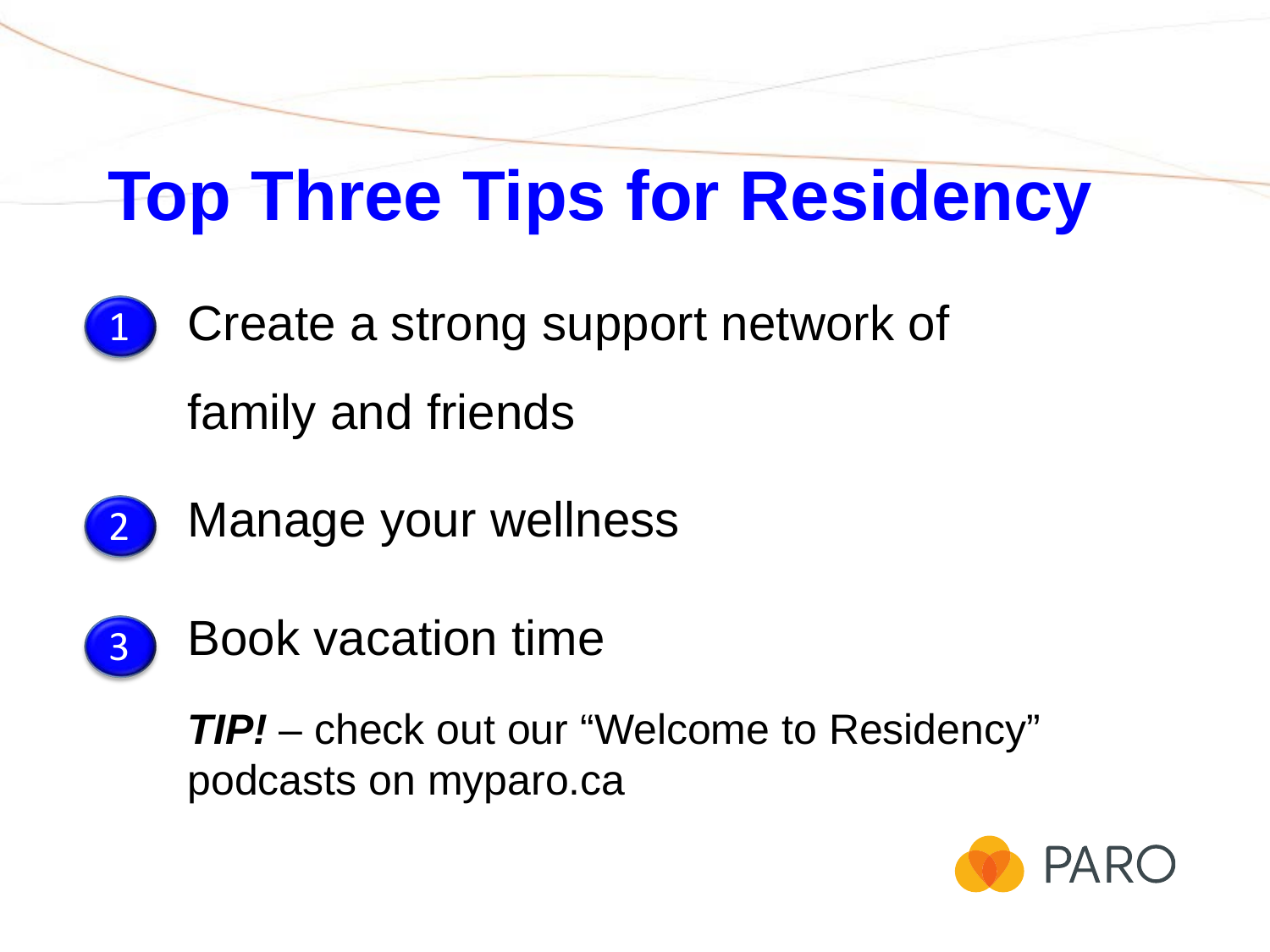# Top Three Tips for Residency

1. Create a strong support network of family and friends
2. Manage your wellness
3. Book vacation time

***TIP!*** – check out our “Welcome to Residency” podcasts on myparo.ca

PARO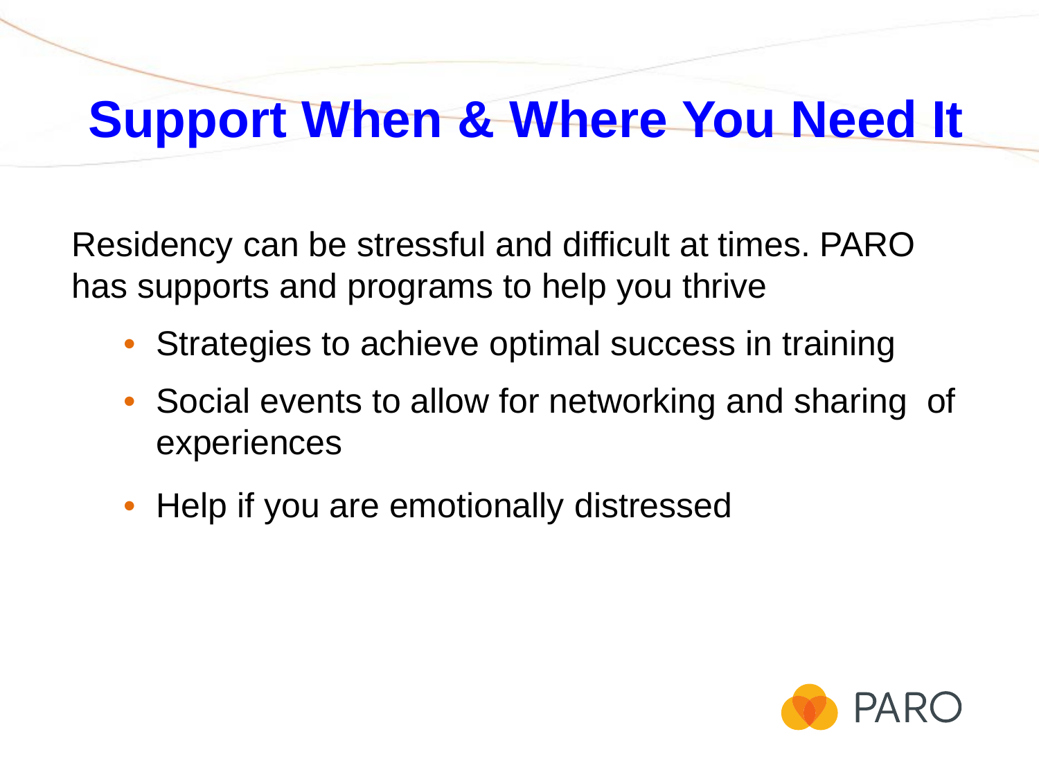# Support When & Where You Need It

Residency can be stressful and difficult at times. PARO has supports and programs to help you thrive

- Strategies to achieve optimal success in training
- Social events to allow for networking and sharing of experiences
- Help if you are emotionally distressed

PARO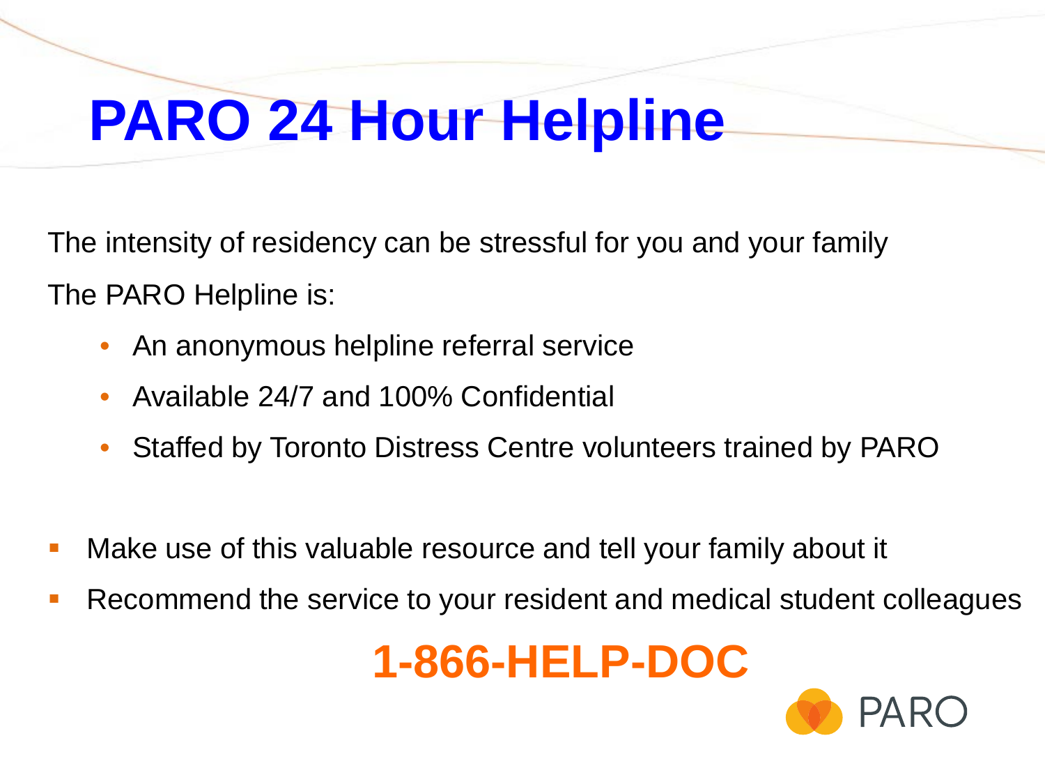# PARO 24 Hour Helpline

The intensity of residency can be stressful for you and your family

The PARO Helpline is:

- An anonymous helpline referral service
- Available 24/7 and 100% Confidential
- Staffed by Toronto Distress Centre volunteers trained by PARO

- Make use of this valuable resource and tell your family about it
- Recommend the service to your resident and medical student colleagues

**1-866-HELP-DOC**

PARO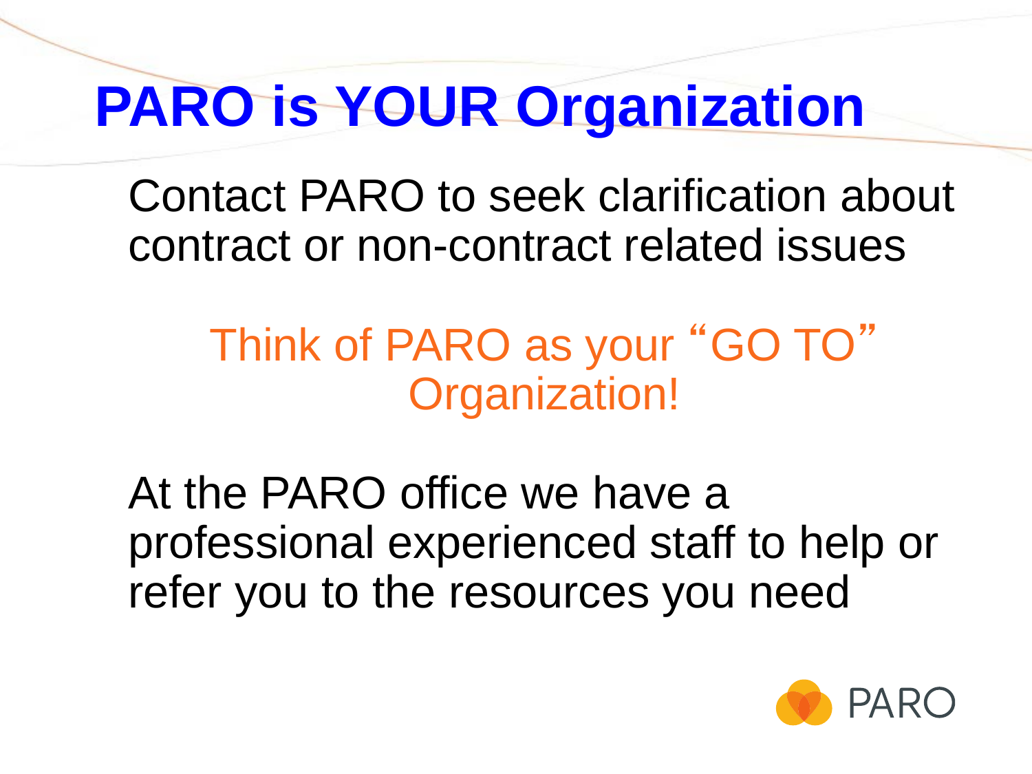# PARO is YOUR Organization

Contact PARO to seek clarification about contract or non-contract related issues

Think of PARO as your "GO TO" Organization!

At the PARO office we have a professional experienced staff to help or refer you to the resources you need

PARO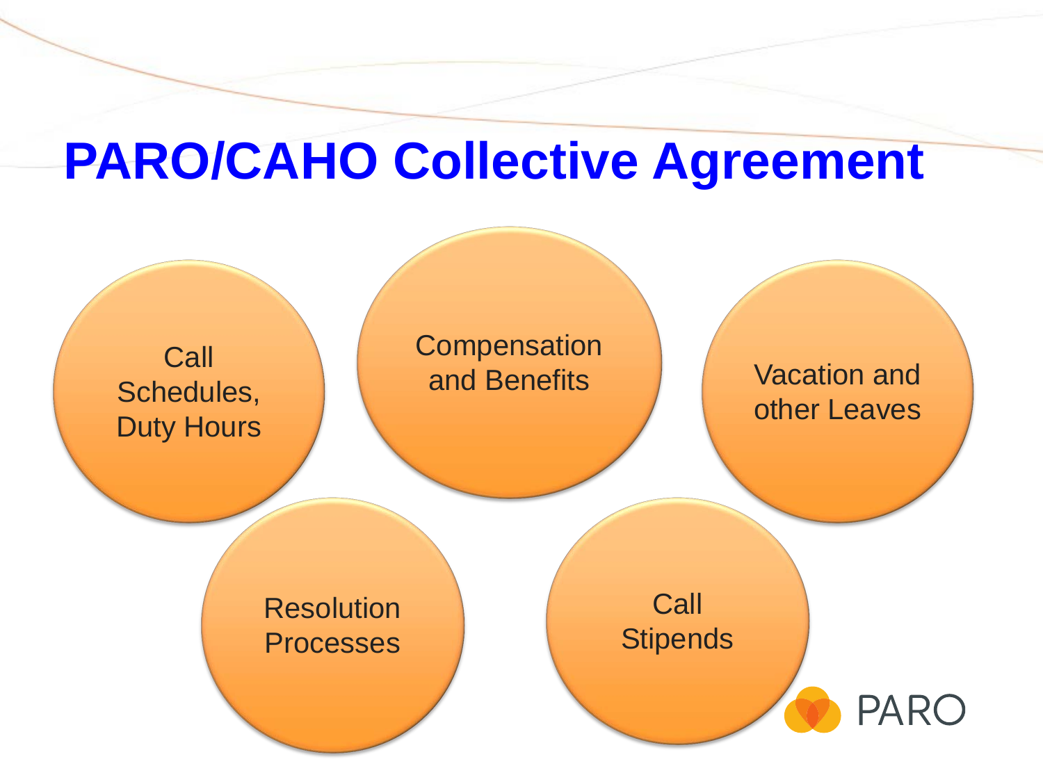# PARO/CAHO Collective Agreement

- Call Schedules, Duty Hours
- Compensation and Benefits
- Vacation and other Leaves
- Resolution Processes
- Call Stipends

PARO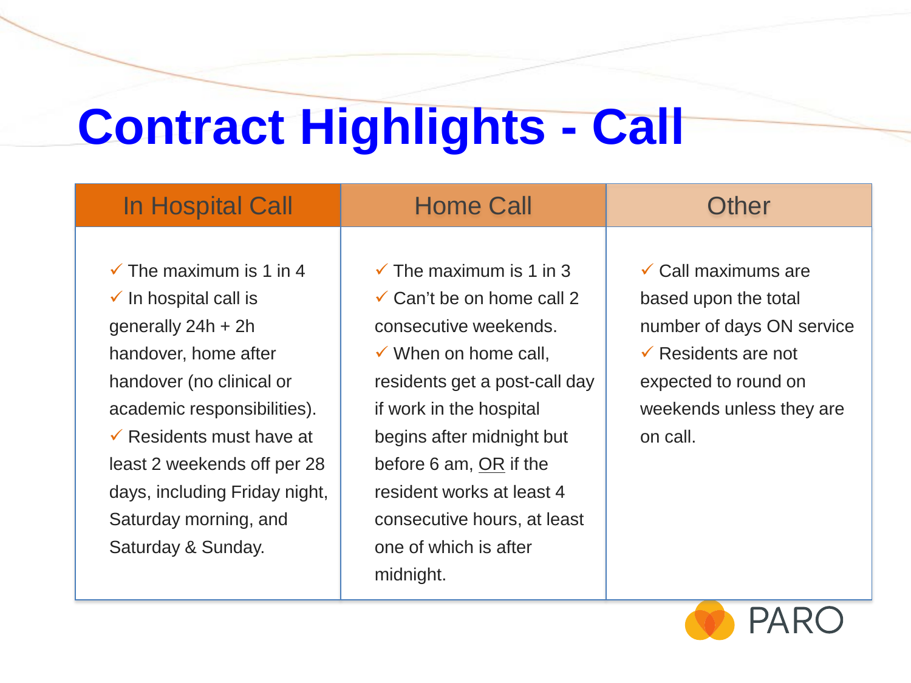# Contract Highlights - Call

| In Hospital Call | Home Call | Other |
| --- | --- | --- |
| ✓ The maximum is 1 in 4<br>✓ In hospital call is generally 24h + 2h handover, home after handover (no clinical or academic responsibilities).<br>✓ Residents must have at least 2 weekends off per 28 days, including Friday night, Saturday morning, and Saturday & Sunday. | ✓ The maximum is 1 in 3<br>✓ Can't be on home call 2 consecutive weekends.<br>✓ When on home call, residents get a post-call day if work in the hospital begins after midnight but before 6 am, OR if the resident works at least 4 consecutive hours, at least one of which is after midnight. | ✓ Call maximums are based upon the total number of days ON service<br>✓ Residents are not expected to round on weekends unless they are on call. |

PARO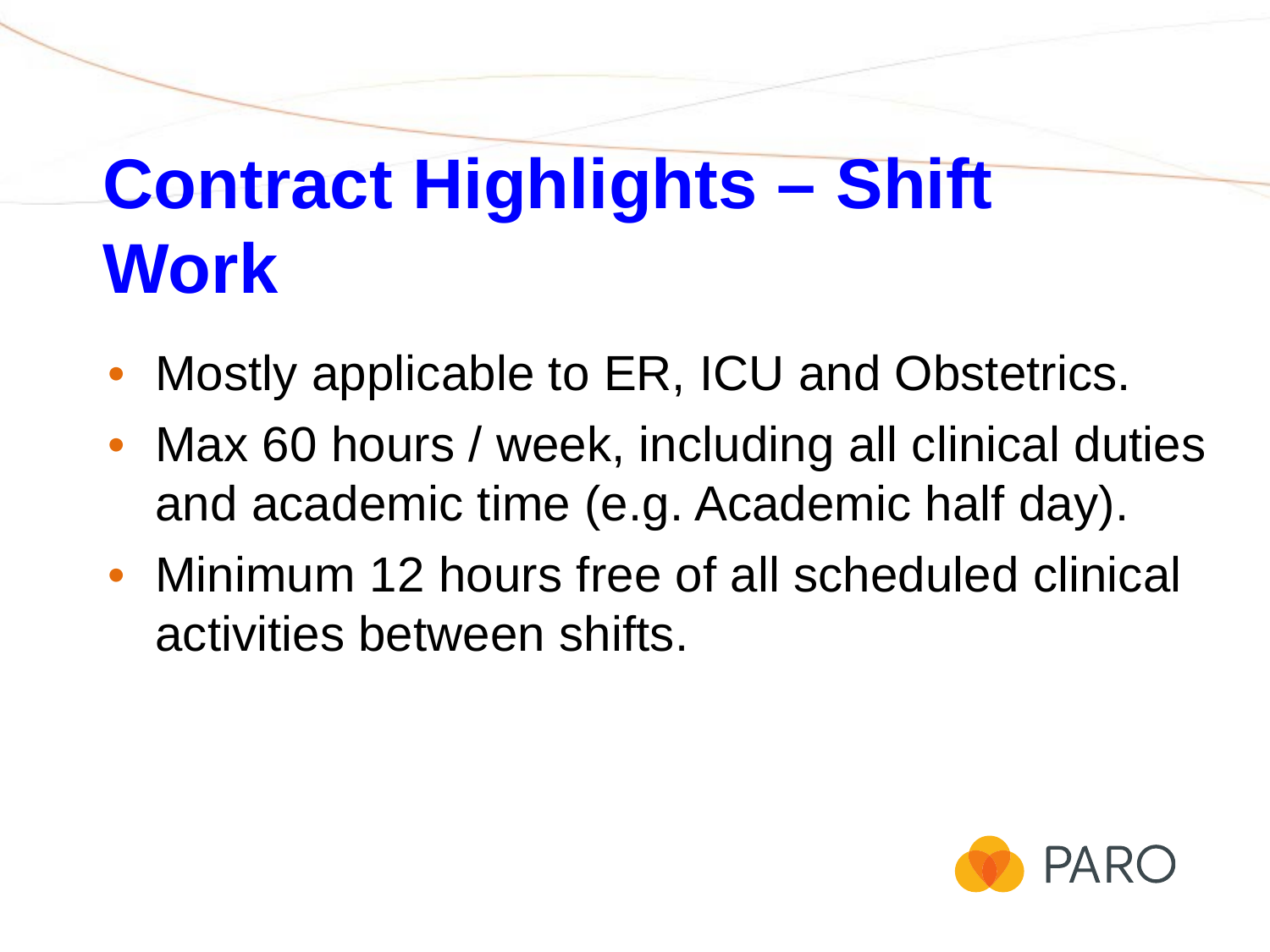# Contract Highlights – Shift Work

- Mostly applicable to ER, ICU and Obstetrics.
- Max 60 hours / week, including all clinical duties and academic time (e.g. Academic half day).
- Minimum 12 hours free of all scheduled clinical activities between shifts.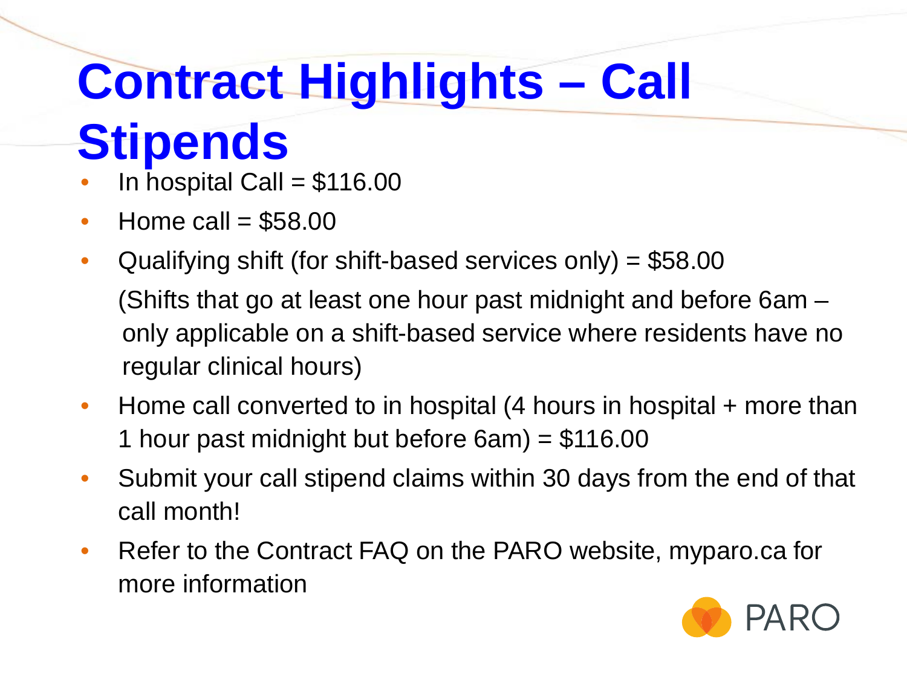# Contract Highlights – Call Stipends

- In hospital Call = $116.00
- Home call = $58.00
- Qualifying shift (for shift-based services only) = $58.00

  (Shifts that go at least one hour past midnight and before 6am – only applicable on a shift-based service where residents have no regular clinical hours)
- Home call converted to in hospital (4 hours in hospital + more than 1 hour past midnight but before 6am) = $116.00
- Submit your call stipend claims within 30 days from the end of that call month!
- Refer to the Contract FAQ on the PARO website, myparo.ca for more information

PARO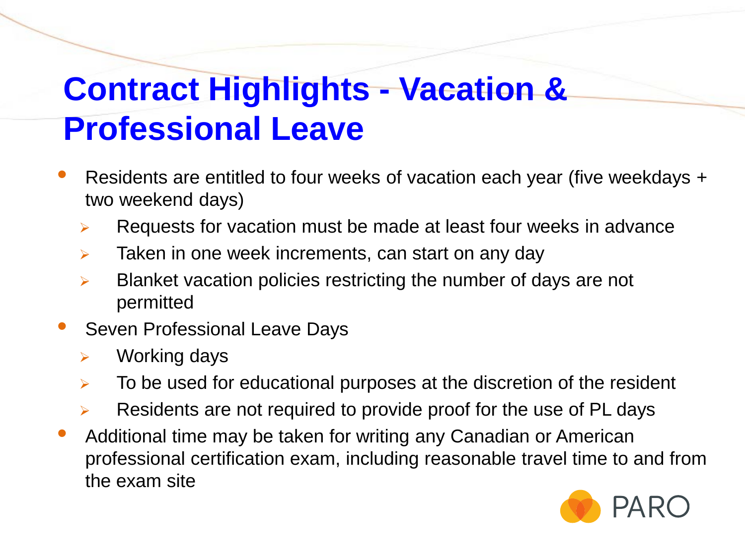# Contract Highlights - Vacation & Professional Leave

- Residents are entitled to four weeks of vacation each year (five weekdays + two weekend days)
  - Requests for vacation must be made at least four weeks in advance
  - Taken in one week increments, can start on any day
  - Blanket vacation policies restricting the number of days are not permitted
- Seven Professional Leave Days
  - Working days
  - To be used for educational purposes at the discretion of the resident
  - Residents are not required to provide proof for the use of PL days
- Additional time may be taken for writing any Canadian or American professional certification exam, including reasonable travel time to and from the exam site

PARO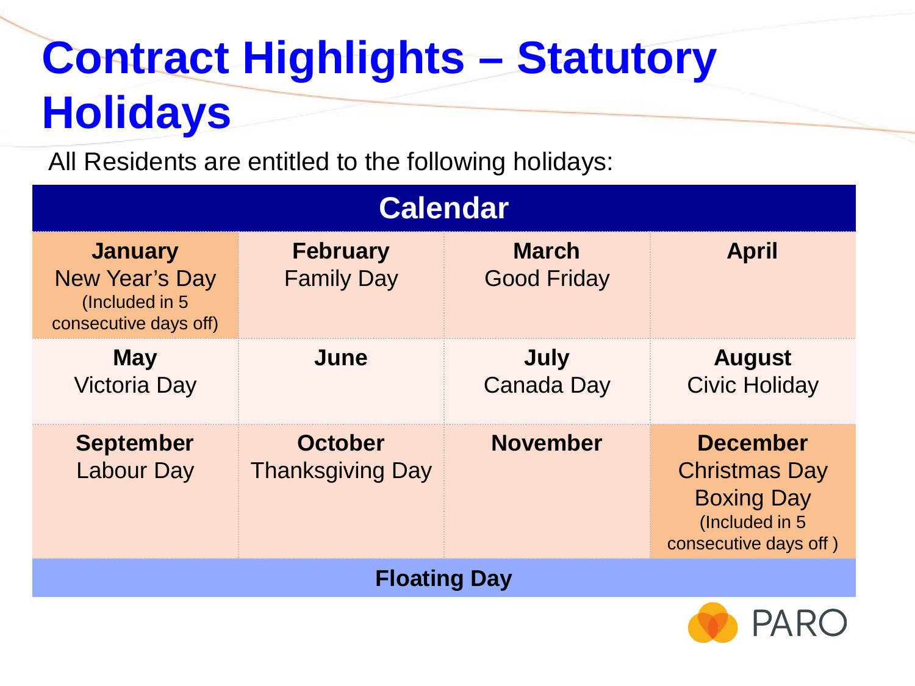# Contract Highlights – Statutory Holidays

All Residents are entitled to the following holidays:

| Calendar | | | |
|---|---|---|---|
| **January**<br>New Year's Day<br>(Included in 5 consecutive days off) | **February**<br>Family Day | **March**<br>Good Friday | **April** |
| **May**<br>Victoria Day | **June** | **July**<br>Canada Day | **August**<br>Civic Holiday |
| **September**<br>Labour Day | **October**<br>Thanksgiving Day | **November** | **December**<br>Christmas Day<br>Boxing Day<br>(Included in 5 consecutive days off ) |
| **Floating Day** | | | |

PARO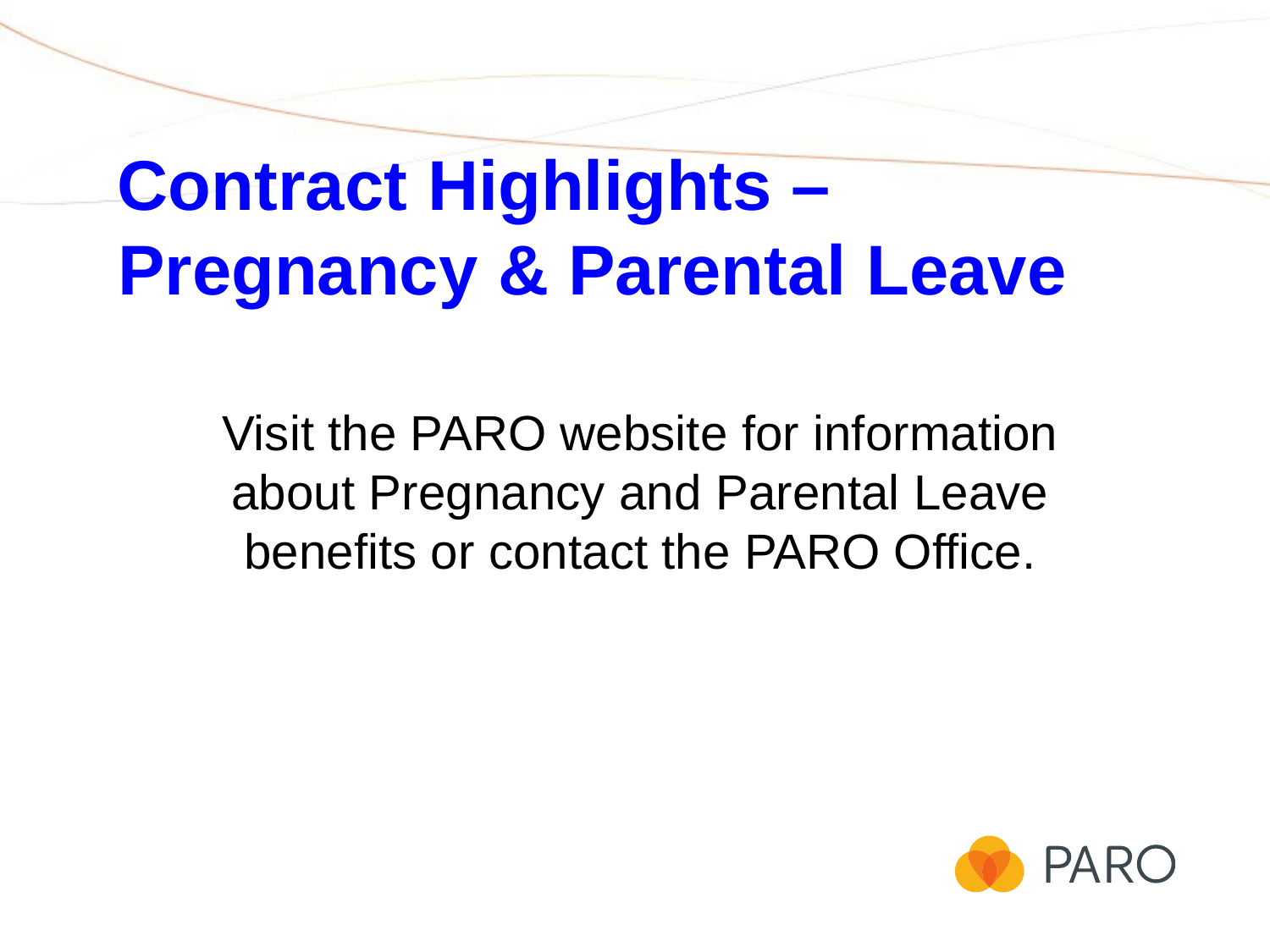# Contract Highlights – Pregnancy & Parental Leave

Visit the PARO website for information about Pregnancy and Parental Leave benefits or contact the PARO Office.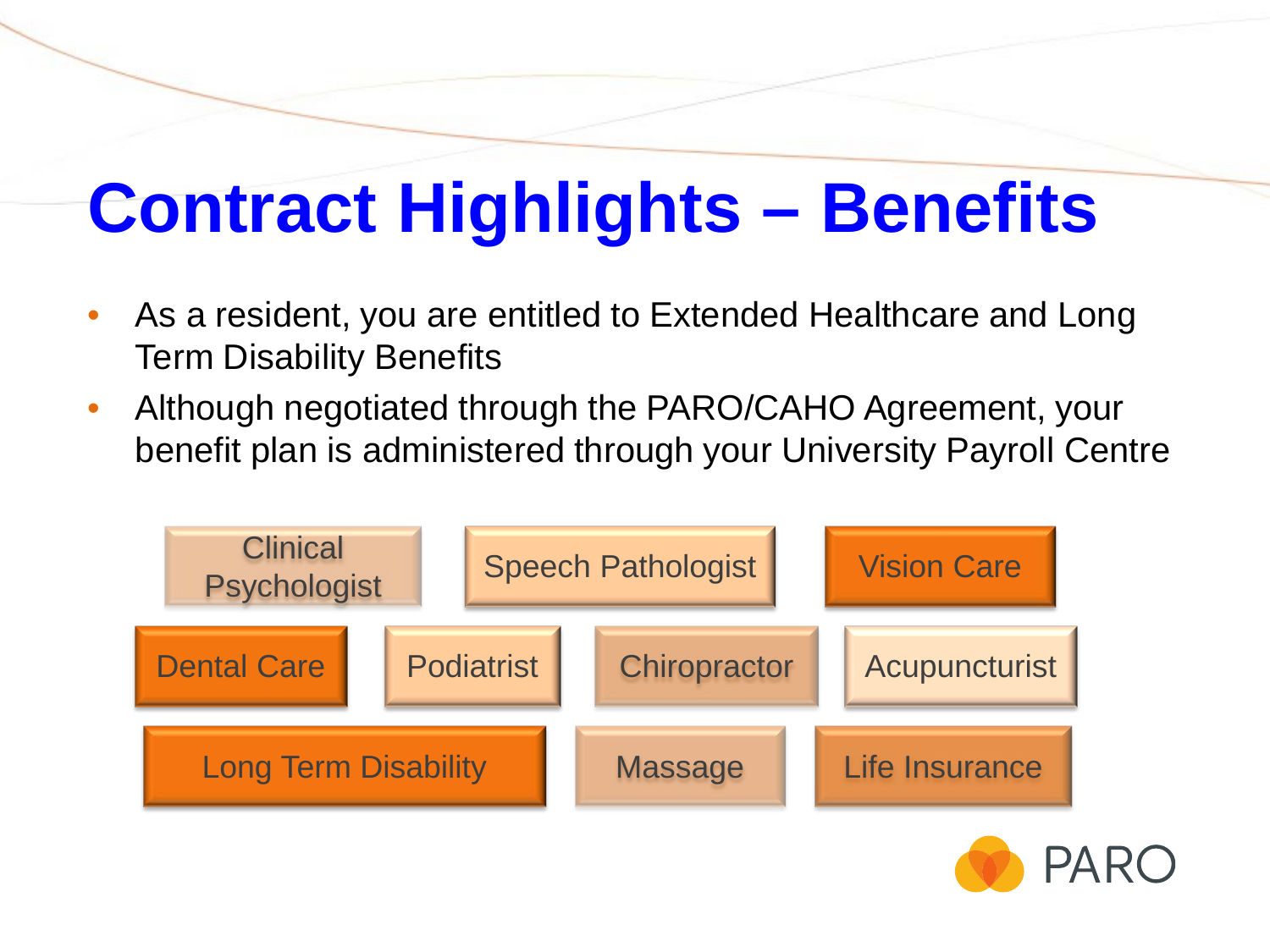# Contract Highlights – Benefits

- As a resident, you are entitled to Extended Healthcare and Long Term Disability Benefits
- Although negotiated through the PARO/CAHO Agreement, your benefit plan is administered through your University Payroll Centre

Clinical Psychologist | Speech Pathologist | Vision Care

Dental Care | Podiatrist | Chiropractor | Acupuncturist

Long Term Disability | Massage | Life Insurance

PARO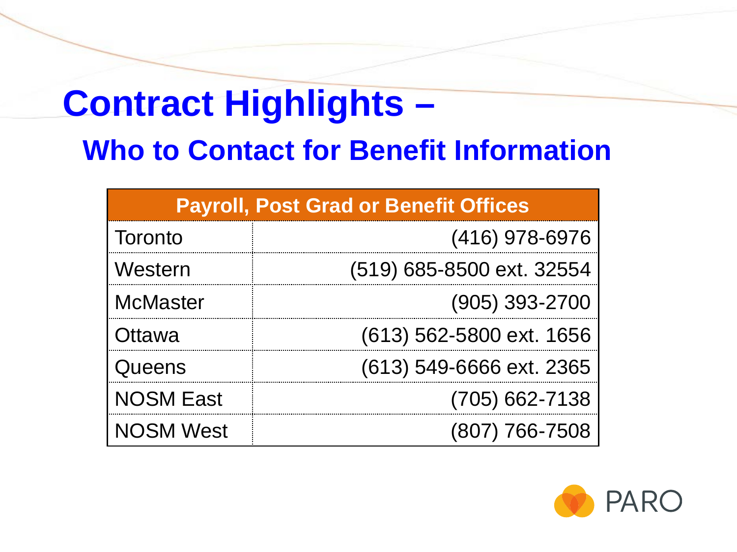# Contract Highlights –

## Who to Contact for Benefit Information

| Payroll, Post Grad or Benefit Offices | |
|---|---|
| Toronto | (416) 978-6976 |
| Western | (519) 685-8500 ext. 32554 |
| McMaster | (905) 393-2700 |
| Ottawa | (613) 562-5800 ext. 1656 |
| Queens | (613) 549-6666 ext. 2365 |
| NOSM East | (705) 662-7138 |
| NOSM West | (807) 766-7508 |

PARO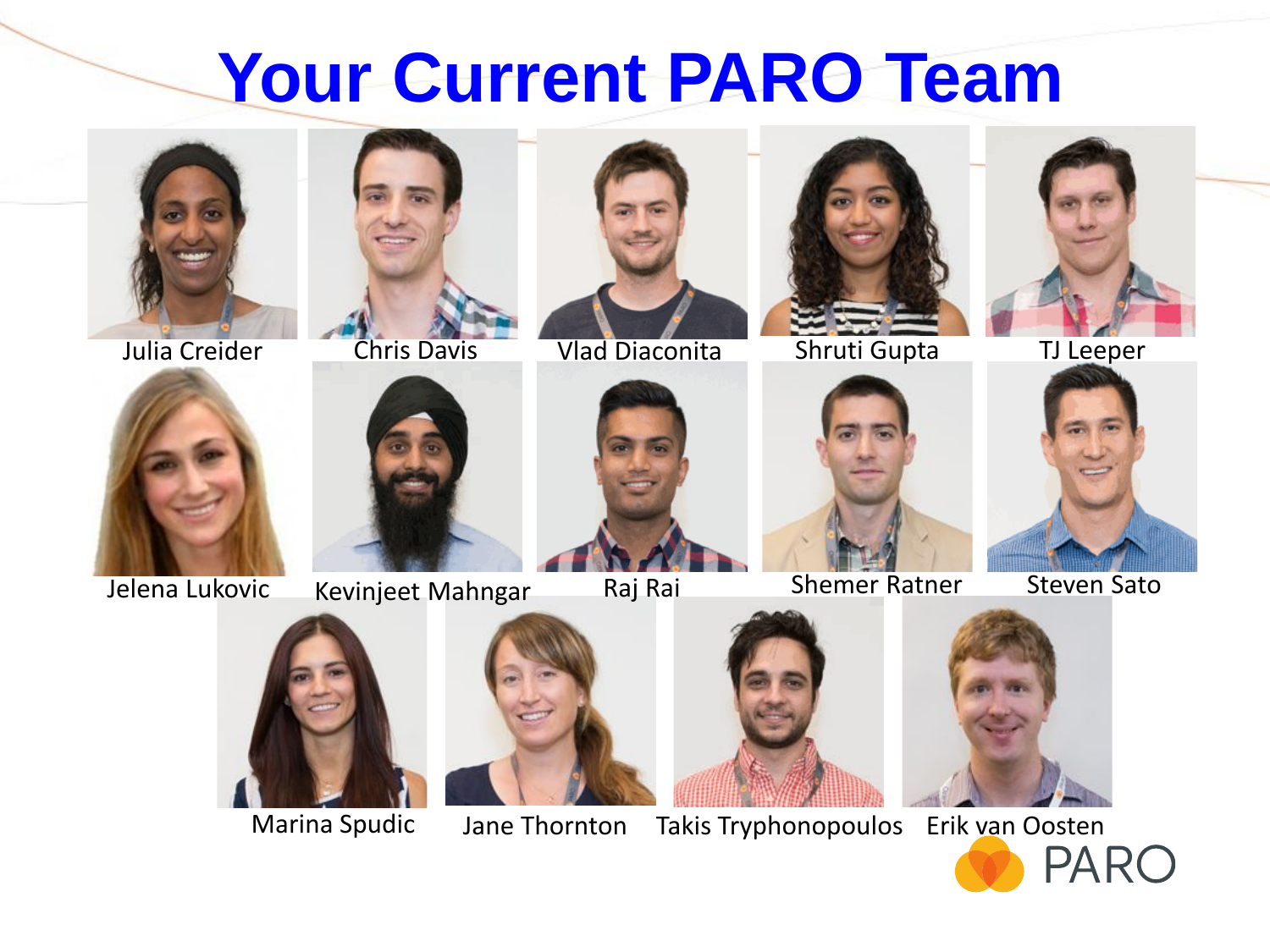# Your Current PARO Team

Julia Creider

Chris Davis

Vlad Diaconita

Shruti Gupta

TJ Leeper

Jelena Lukovic

Kevinjeet Mahngar

Raj Rai

Shemer Ratner

Steven Sato

Marina Spudic

Jane Thornton

Takis Tryphonopoulos

Erik van Oosten

PARO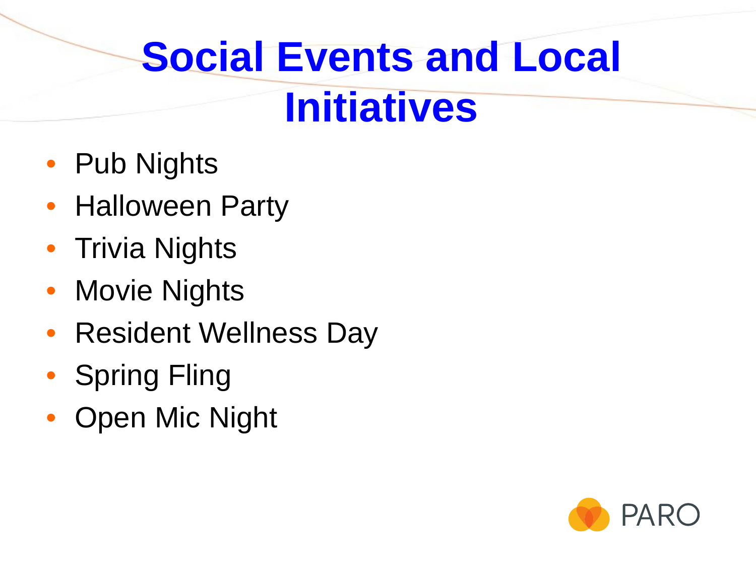# Social Events and Local Initiatives

- Pub Nights
- Halloween Party
- Trivia Nights
- Movie Nights
- Resident Wellness Day
- Spring Fling
- Open Mic Night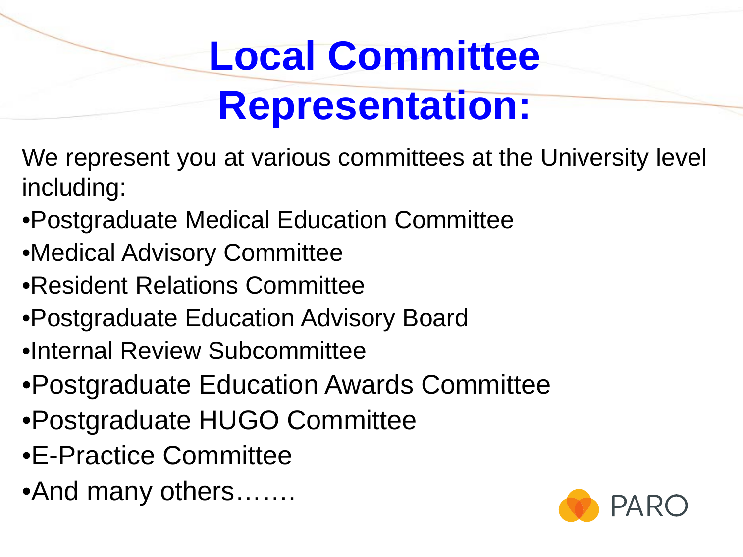# Local Committee Representation:

We represent you at various committees at the University level including:

- Postgraduate Medical Education Committee
- Medical Advisory Committee
- Resident Relations Committee
- Postgraduate Education Advisory Board
- Internal Review Subcommittee
- Postgraduate Education Awards Committee
- Postgraduate HUGO Committee
- E-Practice Committee
- And many others…….

PARO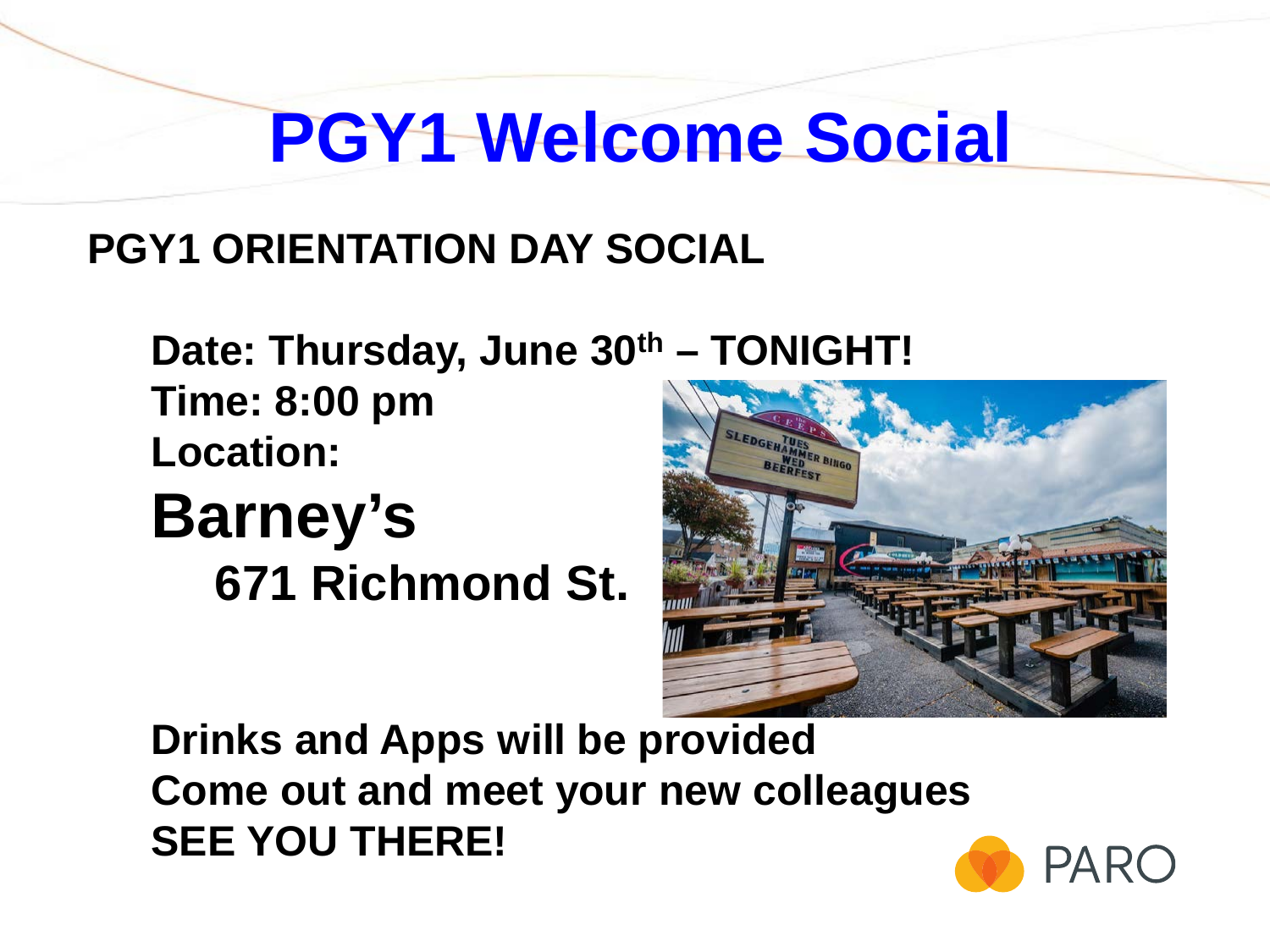# PGY1 Welcome Social

**PGY1 ORIENTATION DAY SOCIAL**

**Date: Thursday, June 30th – TONIGHT!**
**Time: 8:00 pm**
**Location:**

## Barney's

**671 Richmond St.**

**Drinks and Apps will be provided**
**Come out and meet your new colleagues**
**SEE YOU THERE!**

PARO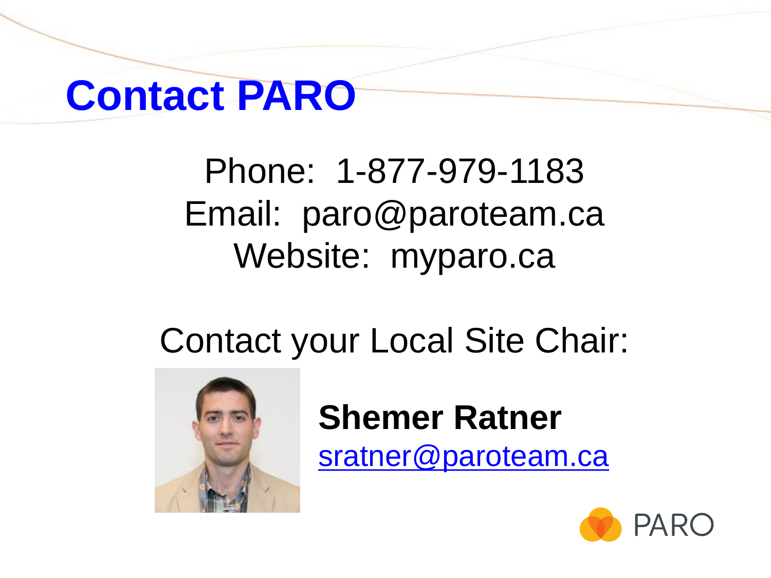# Contact PARO

Phone: 1-877-979-1183
Email: paro@paroteam.ca
Website: myparo.ca

Contact your Local Site Chair:

**Shemer Ratner**
sratner@paroteam.ca

PARO